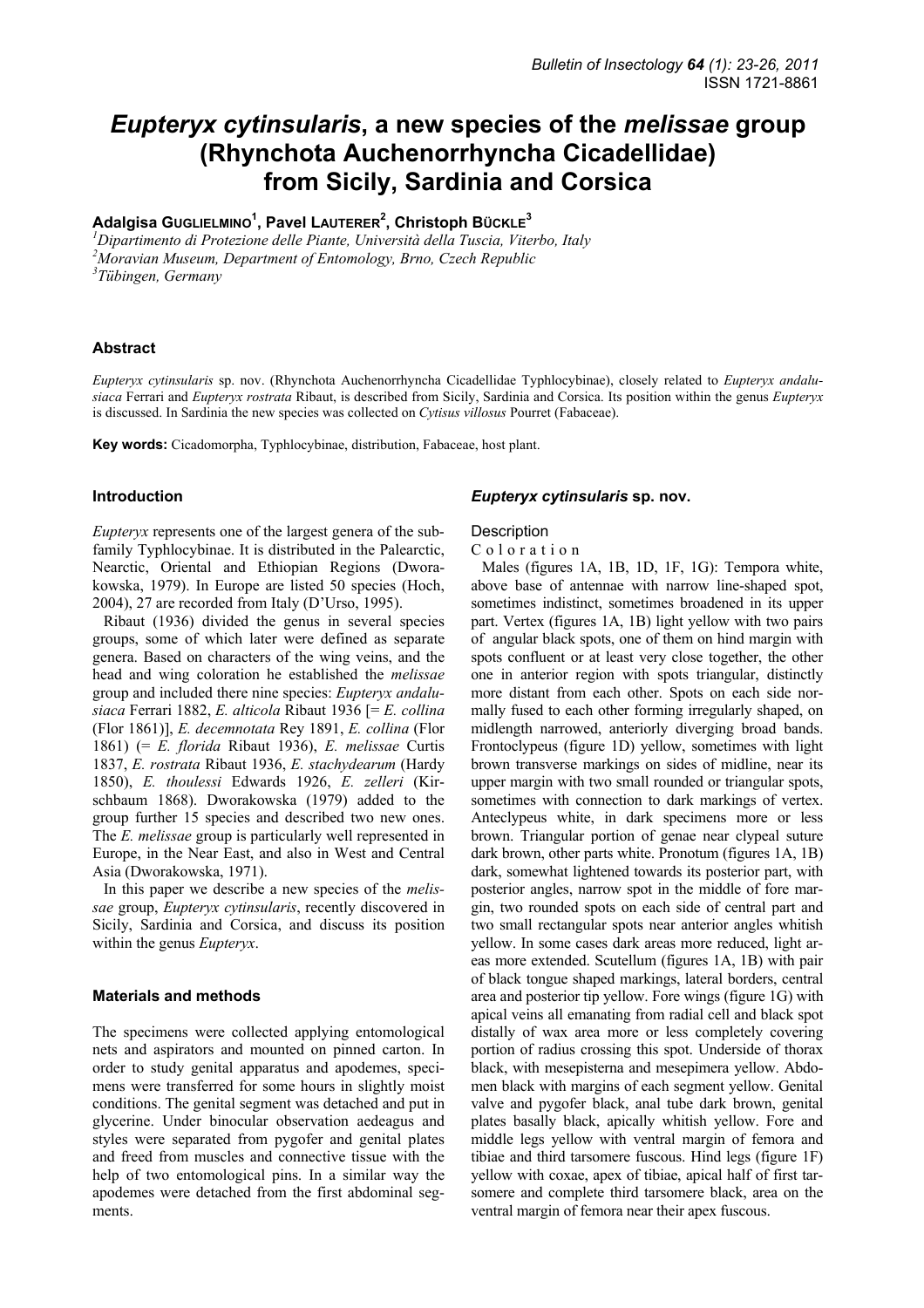# *Eupteryx cytinsularis*, a new species of the *melissae* group (Rhynchota Auchenorrhyncha Cicadellidae) from Sicily, Sardinia and Corsica

**Adalgisa Guglielmino[1], Pavel Lauterer[2], Christoph Bückle[3]**

[1]*Dipartimento di Protezione delle Piante, Università della Tuscia, Viterbo, Italy*
[2]*Moravian Museum, Department of Entomology, Brno, Czech Republic*
[3]*Tübingen, Germany*

## Abstract

*Eupteryx cytinsularis* sp. nov. (Rhynchota Auchenorrhyncha Cicadellidae Typhlocybinae), closely related to *Eupteryx andalusiaca* Ferrari and *Eupteryx rostrata* Ribaut, is described from Sicily, Sardinia and Corsica. Its position within the genus *Eupteryx* is discussed. In Sardinia the new species was collected on *Cytisus villosus* Pourret (Fabaceae).

**Key words:** Cicadomorpha, Typhlocybinae, distribution, Fabaceae, host plant.

## Introduction

*Eupteryx* represents one of the largest genera of the subfamily Typhlocybinae. It is distributed in the Palearctic, Nearctic, Oriental and Ethiopian Regions (Dworakowska, 1979). In Europe are listed 50 species (Hoch, 2004), 27 are recorded from Italy (D'Urso, 1995).

Ribaut (1936) divided the genus in several species groups, some of which later were defined as separate genera. Based on characters of the wing veins, and the head and wing coloration he established the *melissae* group and included there nine species: *Eupteryx andalusiaca* Ferrari 1882, *E. alticola* Ribaut 1936 [= *E. collina* (Flor 1861)], *E. decemnotata* Rey 1891, *E. collina* (Flor 1861) (= *E. florida* Ribaut 1936), *E. melissae* Curtis 1837, *E. rostrata* Ribaut 1936, *E. stachydearum* (Hardy 1850), *E. thoulessi* Edwards 1926, *E. zelleri* (Kirschbaum 1868). Dworakowska (1979) added to the group further 15 species and described two new ones. The *E. melissae* group is particularly well represented in Europe, in the Near East, and also in West and Central Asia (Dworakowska, 1971).

In this paper we describe a new species of the *melissae* group, *Eupteryx cytinsularis*, recently discovered in Sicily, Sardinia and Corsica, and discuss its position within the genus *Eupteryx*.

## Materials and methods

The specimens were collected applying entomological nets and aspirators and mounted on pinned carton. In order to study genital apparatus and apodemes, specimens were transferred for some hours in slightly moist conditions. The genital segment was detached and put in glycerine. Under binocular observation aedeagus and styles were separated from pygofer and genital plates and freed from muscles and connective tissue with the help of two entomological pins. In a similar way the apodemes were detached from the first abdominal segments.

## *Eupteryx cytinsularis* sp. nov.

### Description

C o l o r a t i o n

Males (figures 1A, 1B, 1D, 1F, 1G): Tempora white, above base of antennae with narrow line-shaped spot, sometimes indistinct, sometimes broadened in its upper part. Vertex (figures 1A, 1B) light yellow with two pairs of angular black spots, one of them on hind margin with spots confluent or at least very close together, the other one in anterior region with spots triangular, distinctly more distant from each other. Spots on each side normally fused to each other forming irregularly shaped, on midlength narrowed, anteriorly diverging broad bands. Frontoclypeus (figure 1D) yellow, sometimes with light brown transverse markings on sides of midline, near its upper margin with two small rounded or triangular spots, sometimes with connection to dark markings of vertex. Anteclypeus white, in dark specimens more or less brown. Triangular portion of genae near clypeal suture dark brown, other parts white. Pronotum (figures 1A, 1B) dark, somewhat lightened towards its posterior part, with posterior angles, narrow spot in the middle of fore margin, two rounded spots on each side of central part and two small rectangular spots near anterior angles whitish yellow. In some cases dark areas more reduced, light areas more extended. Scutellum (figures 1A, 1B) with pair of black tongue shaped markings, lateral borders, central area and posterior tip yellow. Fore wings (figure 1G) with apical veins all emanating from radial cell and black spot distally of wax area more or less completely covering portion of radius crossing this spot. Underside of thorax black, with mesepisterna and mesepimera yellow. Abdomen black with margins of each segment yellow. Genital valve and pygofer black, anal tube dark brown, genital plates basally black, apically whitish yellow. Fore and middle legs yellow with ventral margin of femora and tibiae and third tarsomere fuscous. Hind legs (figure 1F) yellow with coxae, apex of tibiae, apical half of first tarsomere and complete third tarsomere black, area on the ventral margin of femora near their apex fuscous.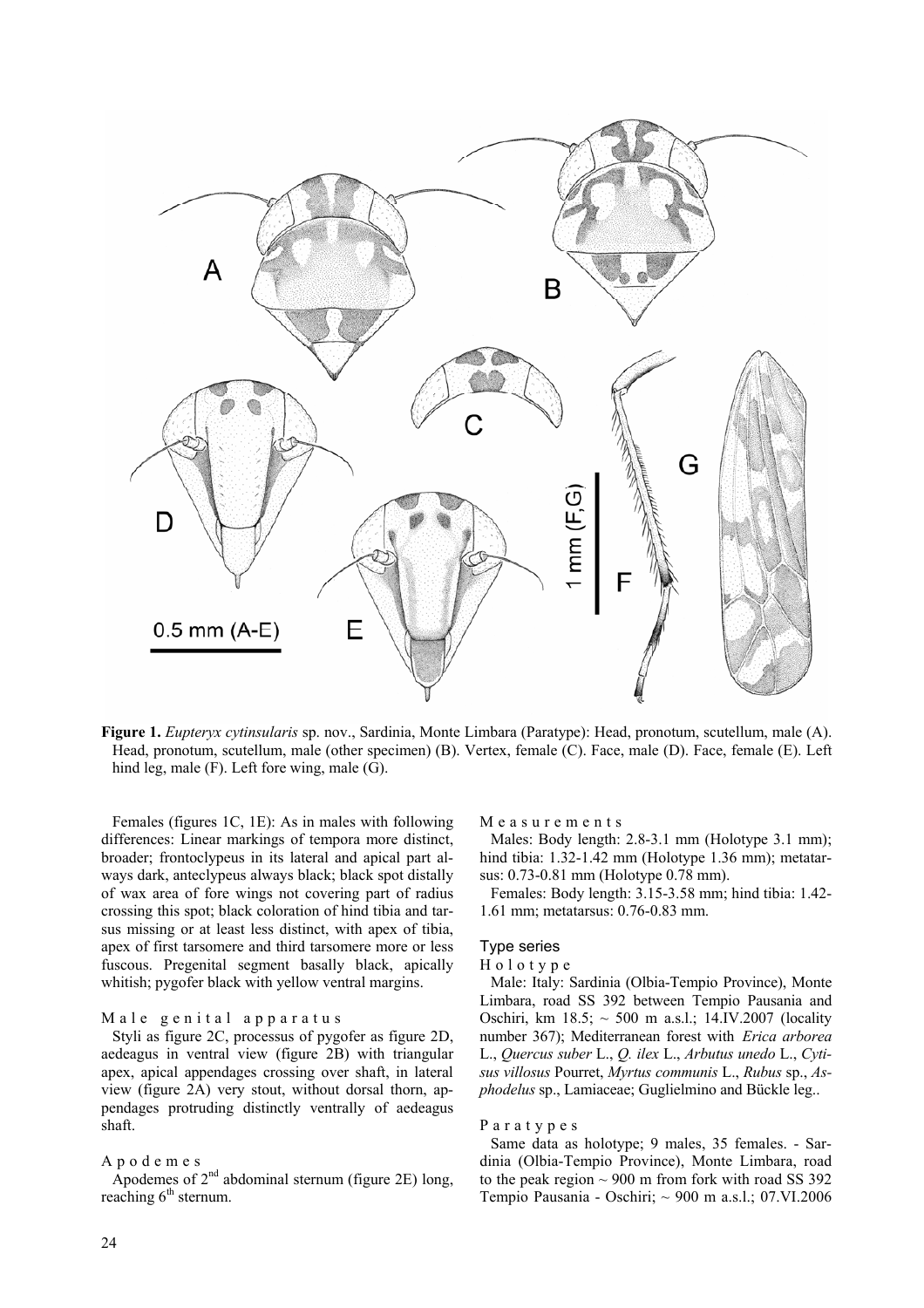**Figure 1.** *Eupteryx cytinsularis* sp. nov., Sardinia, Monte Limbara (Paratype): Head, pronotum, scutellum, male (A). Head, pronotum, scutellum, male (other specimen) (B). Vertex, female (C). Face, male (D). Face, female (E). Left hind leg, male (F). Left fore wing, male (G).

Females (figures 1C, 1E): As in males with following differences: Linear markings of tempora more distinct, broader; frontoclypeus in its lateral and apical part always dark, anteclypeus always black; black spot distally of wax area of fore wings not covering part of radius crossing this spot; black coloration of hind tibia and tarsus missing or at least less distinct, with apex of tibia, apex of first tarsomere and third tarsomere more or less fuscous. Pregenital segment basally black, apically whitish; pygofer black with yellow ventral margins.

#### Male genital apparatus

Styli as figure 2C, processus of pygofer as figure 2D, aedeagus in ventral view (figure 2B) with triangular apex, apical appendages crossing over shaft, in lateral view (figure 2A) very stout, without dorsal thorn, appendages protruding distinctly ventrally of aedeagus shaft.

#### Apodemes

Apodemes of $2^{nd}$ abdominal sternum (figure 2E) long, reaching $6^{th}$ sternum.

#### Measurements

Males: Body length: 2.8-3.1 mm (Holotype 3.1 mm); hind tibia: 1.32-1.42 mm (Holotype 1.36 mm); metatarsus: 0.73-0.81 mm (Holotype 0.78 mm).

Females: Body length: 3.15-3.58 mm; hind tibia: 1.42-1.61 mm; metatarsus: 0.76-0.83 mm.

### Type series

#### Holotype

Male: Italy: Sardinia (Olbia-Tempio Province), Monte Limbara, road SS 392 between Tempio Pausania and Oschiri, km 18.5; ~ 500 m a.s.l.; 14.IV.2007 (locality number 367); Mediterranean forest with *Erica arborea* L., *Quercus suber* L., *Q. ilex* L., *Arbutus unedo* L., *Cytisus villosus* Pourret, *Myrtus communis* L., *Rubus* sp., *Asphodelus* sp., Lamiaceae; Guglielmino and Bückle leg..

#### Paratypes

Same data as holotype; 9 males, 35 females. - Sardinia (Olbia-Tempio Province), Monte Limbara, road to the peak region ~ 900 m from fork with road SS 392 Tempio Pausania - Oschiri; ~ 900 m a.s.l.; 07.VI.2006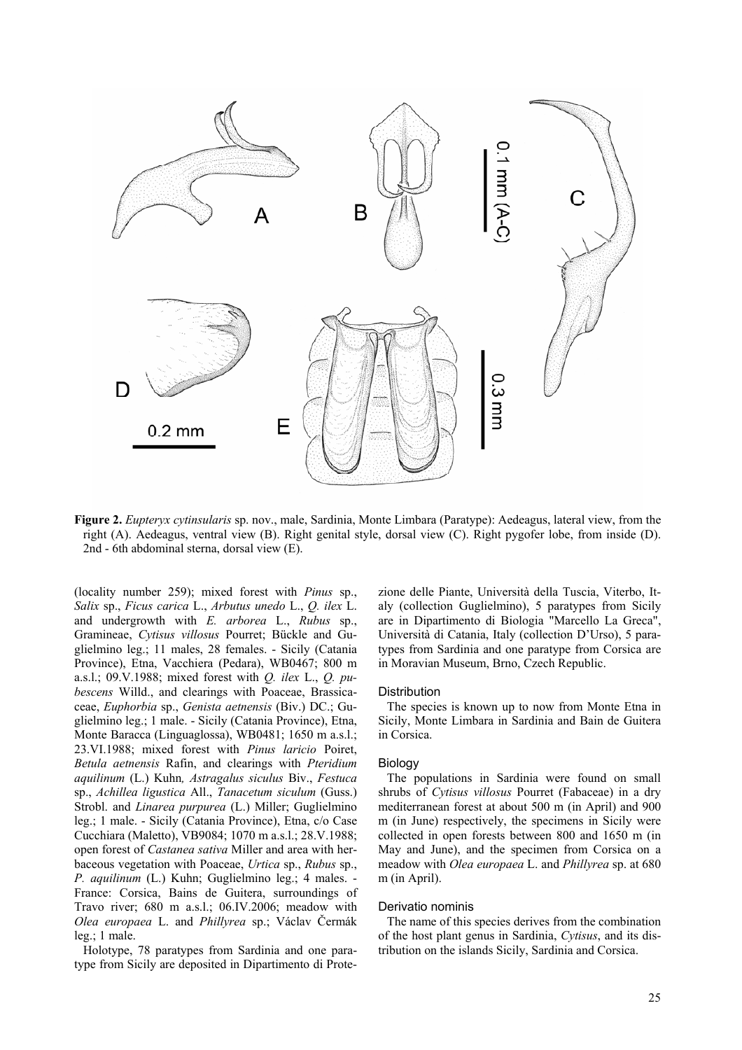**Figure 2.** *Eupteryx cytinsularis* sp. nov., male, Sardinia, Monte Limbara (Paratype): Aedeagus, lateral view, from the right (A). Aedeagus, ventral view (B). Right genital style, dorsal view (C). Right pygofer lobe, from inside (D). 2nd - 6th abdominal sterna, dorsal view (E).

(locality number 259); mixed forest with *Pinus* sp., *Salix* sp., *Ficus carica* L., *Arbutus unedo* L., *Q. ilex* L. and undergrowth with *E. arborea* L., *Rubus* sp., Gramineae, *Cytisus villosus* Pourret; Bückle and Guglielmino leg.; 11 males, 28 females. - Sicily (Catania Province), Etna, Vacchiera (Pedara), WB0467; 800 m a.s.l.; 09.V.1988; mixed forest with *Q. ilex* L., *Q. pubescens* Willd., and clearings with Poaceae, Brassicaceae, *Euphorbia* sp., *Genista aetnensis* (Biv.) DC.; Guglielmino leg.; 1 male. - Sicily (Catania Province), Etna, Monte Baracca (Linguaglossa), WB0481; 1650 m a.s.l.; 23.VI.1988; mixed forest with *Pinus laricio* Poiret, *Betula aetnensis* Rafin, and clearings with *Pteridium aquilinum* (L.) Kuhn, *Astragalus siculus* Biv., *Festuca* sp., *Achillea ligustica* All., *Tanacetum siculum* (Guss.) Strobl. and *Linarea purpurea* (L.) Miller; Guglielmino leg.; 1 male. - Sicily (Catania Province), Etna, c/o Case Cucchiara (Maletto), VB9084; 1070 m a.s.l.; 28.V.1988; open forest of *Castanea sativa* Miller and area with herbaceous vegetation with Poaceae, *Urtica* sp., *Rubus* sp., *P. aquilinum* (L.) Kuhn; Guglielmino leg.; 4 males. - France: Corsica, Bains de Guitera, surroundings of Travo river; 680 m a.s.l.; 06.IV.2006; meadow with *Olea europaea* L. and *Phillyrea* sp.; Václav Čermák leg.; 1 male.

Holotype, 78 paratypes from Sardinia and one paratype from Sicily are deposited in Dipartimento di Protezione delle Piante, Università della Tuscia, Viterbo, Italy (collection Guglielmino), 5 paratypes from Sicily are in Dipartimento di Biologia "Marcello La Greca", Università di Catania, Italy (collection D'Urso), 5 paratypes from Sardinia and one paratype from Corsica are in Moravian Museum, Brno, Czech Republic.

### Distribution

The species is known up to now from Monte Etna in Sicily, Monte Limbara in Sardinia and Bain de Guitera in Corsica.

### Biology

The populations in Sardinia were found on small shrubs of *Cytisus villosus* Pourret (Fabaceae) in a dry mediterranean forest at about 500 m (in April) and 900 m (in June) respectively, the specimens in Sicily were collected in open forests between 800 and 1650 m (in May and June), and the specimen from Corsica on a meadow with *Olea europaea* L. and *Phillyrea* sp. at 680 m (in April).

### Derivatio nominis

The name of this species derives from the combination of the host plant genus in Sardinia, *Cytisus*, and its distribution on the islands Sicily, Sardinia and Corsica.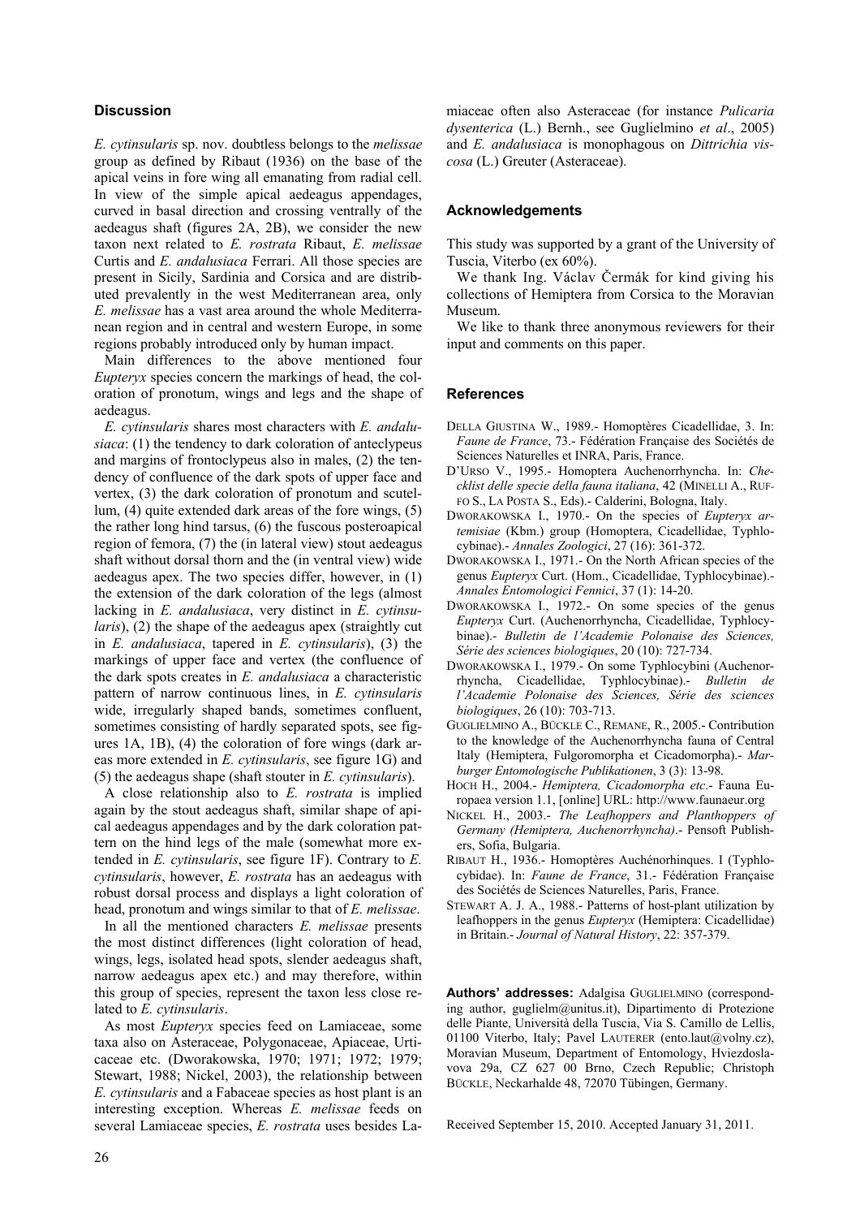## Discussion

*E. cytinsularis* sp. nov. doubtless belongs to the *melissae* group as defined by Ribaut (1936) on the base of the apical veins in fore wing all emanating from radial cell. In view of the simple apical aedeagus appendages, curved in basal direction and crossing ventrally of the aedeagus shaft (figures 2A, 2B), we consider the new taxon next related to *E. rostrata* Ribaut, *E. melissae* Curtis and *E. andalusiaca* Ferrari. All those species are present in Sicily, Sardinia and Corsica and are distributed prevalently in the west Mediterranean area, only *E. melissae* has a vast area around the whole Mediterranean region and in central and western Europe, in some regions probably introduced only by human impact.

Main differences to the above mentioned four *Eupteryx* species concern the markings of head, the coloration of pronotum, wings and legs and the shape of aedeagus.

*E. cytinsularis* shares most characters with *E. andalusiaca*: (1) the tendency to dark coloration of anteclypeus and margins of frontoclypeus also in males, (2) the tendency of confluence of the dark spots of upper face and vertex, (3) the dark coloration of pronotum and scutellum, (4) quite extended dark areas of the fore wings, (5) the rather long hind tarsus, (6) the fuscous posteroapical region of femora, (7) the (in lateral view) stout aedeagus shaft without dorsal thorn and the (in ventral view) wide aedeagus apex. The two species differ, however, in (1) the extension of the dark coloration of the legs (almost lacking in *E. andalusiaca*, very distinct in *E. cytinsularis*), (2) the shape of the aedeagus apex (straightly cut in *E. andalusiaca*, tapered in *E. cytinsularis*), (3) the markings of upper face and vertex (the confluence of the dark spots creates in *E. andalusiaca* a characteristic pattern of narrow continuous lines, in *E. cytinsularis* wide, irregularly shaped bands, sometimes confluent, sometimes consisting of hardly separated spots, see figures 1A, 1B), (4) the coloration of fore wings (dark areas more extended in *E. cytinsularis*, see figure 1G) and (5) the aedeagus shape (shaft stouter in *E. cytinsularis*).

A close relationship also to *E. rostrata* is implied again by the stout aedeagus shaft, similar shape of apical aedeagus appendages and by the dark coloration pattern on the hind legs of the male (somewhat more extended in *E. cytinsularis*, see figure 1F). Contrary to *E. cytinsularis*, however, *E. rostrata* has an aedeagus with robust dorsal process and displays a light coloration of head, pronotum and wings similar to that of *E. melissae*.

In all the mentioned characters *E. melissae* presents the most distinct differences (light coloration of head, wings, legs, isolated head spots, slender aedeagus shaft, narrow aedeagus apex etc.) and may therefore, within this group of species, represent the taxon less close related to *E. cytinsularis*.

As most *Eupteryx* species feed on Lamiaceae, some taxa also on Asteraceae, Polygonaceae, Apiaceae, Urticaceae etc. (Dworakowska, 1970; 1971; 1972; 1979; Stewart, 1988; Nickel, 2003), the relationship between *E. cytinsularis* and a Fabaceae species as host plant is an interesting exception. Whereas *E. melissae* feeds on several Lamiaceae species, *E. rostrata* uses besides Lamiaceae often also Asteraceae (for instance *Pulicaria dysenterica* (L.) Bernh., see Guglielmino *et al*., 2005) and *E. andalusiaca* is monophagous on *Dittrichia viscosa* (L.) Greuter (Asteraceae).

## Acknowledgements

This study was supported by a grant of the University of Tuscia, Viterbo (ex 60%).

We thank Ing. Václav Čermák for kind giving his collections of Hemiptera from Corsica to the Moravian Museum.

We like to thank three anonymous reviewers for their input and comments on this paper.

## References

DELLA GIUSTINA W., 1989.- Homoptères Cicadellidae, 3. In: *Faune de France*, 73.- Fédération Française des Sociétés de Sciences Naturelles et INRA, Paris, France.

D'URSO V., 1995.- Homoptera Auchenorrhyncha. In: *Checklist delle specie della fauna italiana*, 42 (MINELLI A., RUFFO S., LA POSTA S., Eds).- Calderini, Bologna, Italy.

DWORAKOWSKA I., 1970.- On the species of *Eupteryx artemisiae* (Kbm.) group (Homoptera, Cicadellidae, Typhlocybinae).- *Annales Zoologici*, 27 (16): 361-372.

DWORAKOWSKA I., 1971.- On the North African species of the genus *Eupteryx* Curt. (Hom., Cicadellidae, Typhlocybinae).- *Annales Entomologici Fennici*, 37 (1): 14-20.

DWORAKOWSKA I., 1972.- On some species of the genus *Eupteryx* Curt. (Auchenorrhyncha, Cicadellidae, Typhlocybinae).- *Bulletin de l'Academie Polonaise des Sciences, Série des sciences biologiques*, 20 (10): 727-734.

DWORAKOWSKA I., 1979.- On some Typhlocybini (Auchenorrhyncha, Cicadellidae, Typhlocybinae).- *Bulletin de l'Academie Polonaise des Sciences, Série des sciences biologiques*, 26 (10): 703-713.

GUGLIELMINO A., BÜCKLE C., REMANE, R., 2005.- Contribution to the knowledge of the Auchenorrhyncha fauna of Central Italy (Hemiptera, Fulgoromorpha et Cicadomorpha).- *Marburger Entomologische Publikationen*, 3 (3): 13-98.

HOCH H., 2004.- *Hemiptera, Cicadomorpha etc*.- Fauna Europaea version 1.1, [online] URL: http://www.faunaeur.org

NICKEL H., 2003.- *The Leafhoppers and Planthoppers of Germany (Hemiptera, Auchenorrhyncha)*.- Pensoft Publishers, Sofia, Bulgaria.

RIBAUT H., 1936.- Homoptères Auchénorhinques. I (Typhlocybidae). In: *Faune de France*, 31.- Fédération Française des Sociétés de Sciences Naturelles, Paris, France.

STEWART A. J. A., 1988.- Patterns of host-plant utilization by leafhoppers in the genus *Eupteryx* (Hemiptera: Cicadellidae) in Britain.- *Journal of Natural History*, 22: 357-379.

**Authors' addresses:** Adalgisa GUGLIELMINO (corresponding author, guglielm@unitus.it), Dipartimento di Protezione delle Piante, Università della Tuscia, Via S. Camillo de Lellis, 01100 Viterbo, Italy; Pavel LAUTERER (ento.laut@volny.cz), Moravian Museum, Department of Entomology, Hviezdoslavova 29a, CZ 627 00 Brno, Czech Republic; Christoph BÜCKLE, Neckarhalde 48, 72070 Tübingen, Germany.

Received September 15, 2010. Accepted January 31, 2011.